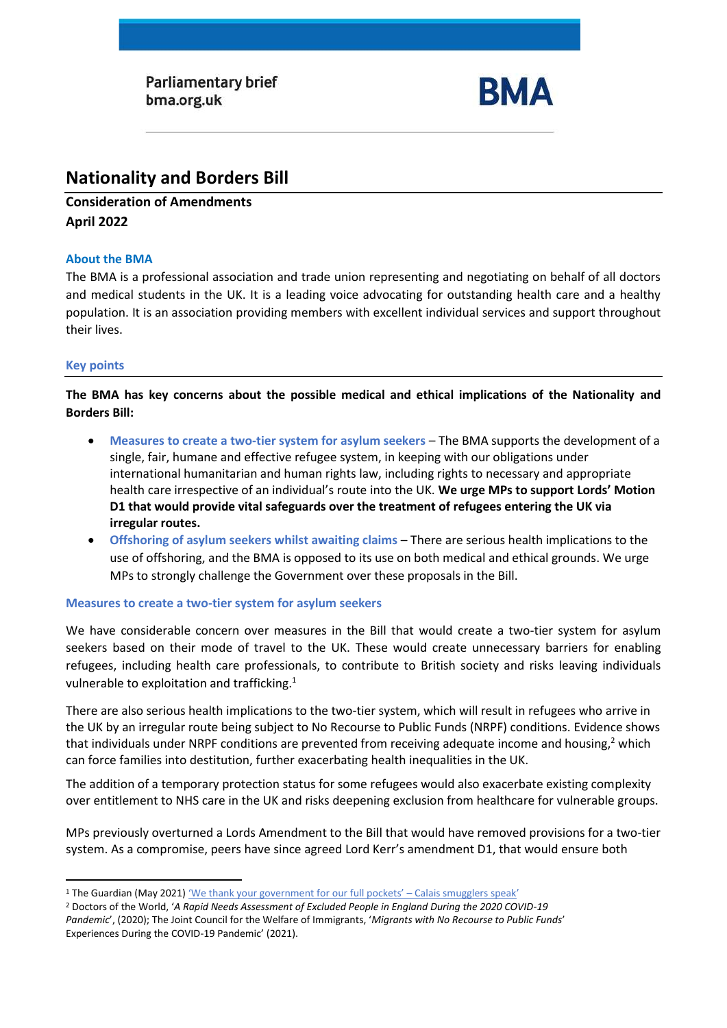Parliamentary brief
bma.org.uk

BMA

# Nationality and Borders Bill

**Consideration of Amendments**
**April 2022**

### About the BMA

The BMA is a professional association and trade union representing and negotiating on behalf of all doctors and medical students in the UK. It is a leading voice advocating for outstanding health care and a healthy population. It is an association providing members with excellent individual services and support throughout their lives.

### Key points

**The BMA has key concerns about the possible medical and ethical implications of the Nationality and Borders Bill:**

- **Measures to create a two-tier system for asylum seekers** – The BMA supports the development of a single, fair, humane and effective refugee system, in keeping with our obligations under international humanitarian and human rights law, including rights to necessary and appropriate health care irrespective of an individual's route into the UK. **We urge MPs to support Lords' Motion D1 that would provide vital safeguards over the treatment of refugees entering the UK via irregular routes.**
- **Offshoring of asylum seekers whilst awaiting claims** – There are serious health implications to the use of offshoring, and the BMA is opposed to its use on both medical and ethical grounds. We urge MPs to strongly challenge the Government over these proposals in the Bill.

### Measures to create a two-tier system for asylum seekers

We have considerable concern over measures in the Bill that would create a two-tier system for asylum seekers based on their mode of travel to the UK. These would create unnecessary barriers for enabling refugees, including health care professionals, to contribute to British society and risks leaving individuals vulnerable to exploitation and trafficking.[1]

There are also serious health implications to the two-tier system, which will result in refugees who arrive in the UK by an irregular route being subject to No Recourse to Public Funds (NRPF) conditions. Evidence shows that individuals under NRPF conditions are prevented from receiving adequate income and housing,[2] which can force families into destitution, further exacerbating health inequalities in the UK.

The addition of a temporary protection status for some refugees would also exacerbate existing complexity over entitlement to NHS care in the UK and risks deepening exclusion from healthcare for vulnerable groups.

MPs previously overturned a Lords Amendment to the Bill that would have removed provisions for a two-tier system. As a compromise, peers have since agreed Lord Kerr's amendment D1, that would ensure both

---

[1] The Guardian (May 2021) 'We thank your government for our full pockets' – Calais smugglers speak'

[2] Doctors of the World, '*A Rapid Needs Assessment of Excluded People in England During the 2020 COVID-19 Pandemic*', (2020); The Joint Council for the Welfare of Immigrants, '*Migrants with No Recourse to Public Funds*' Experiences During the COVID-19 Pandemic' (2021).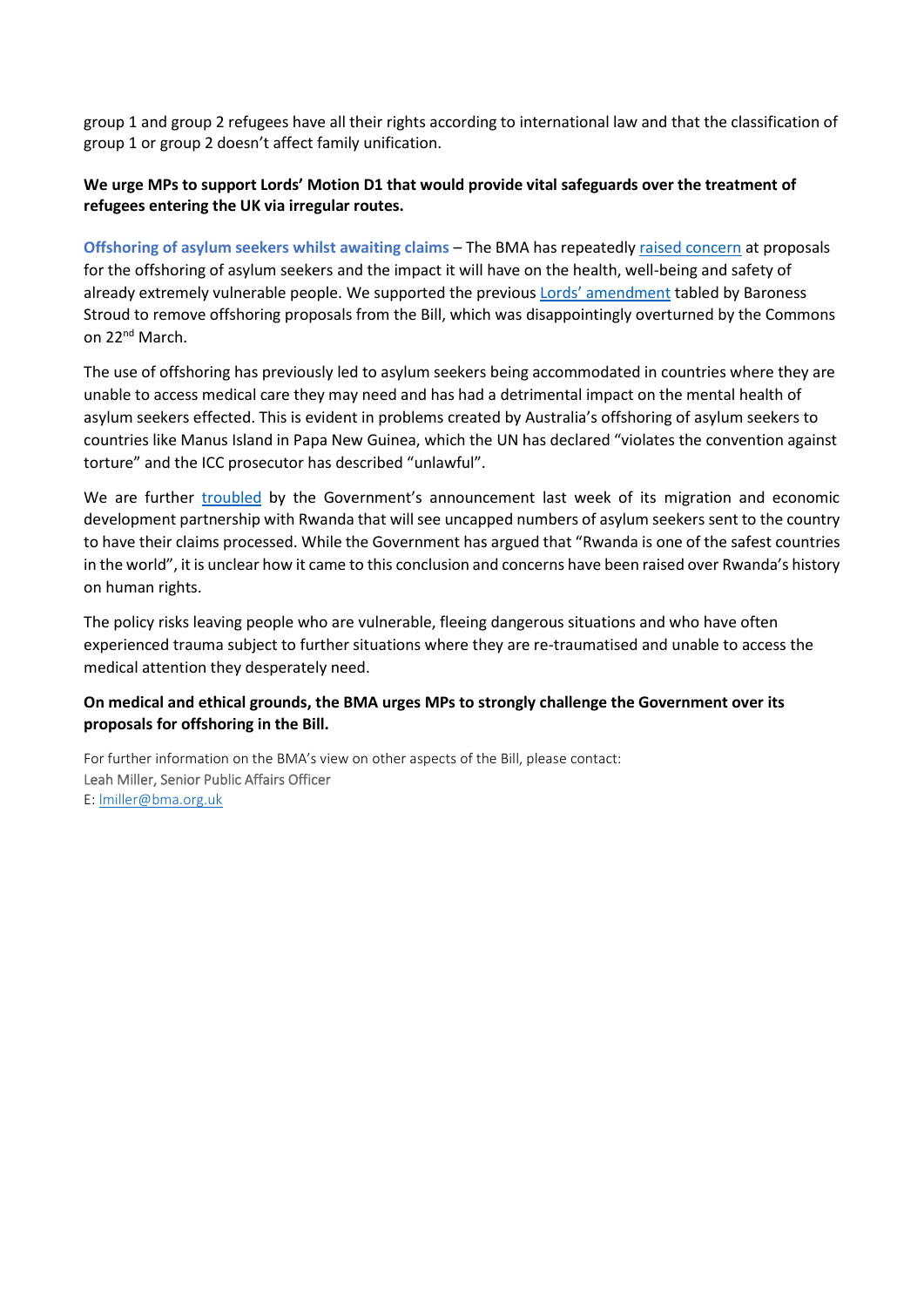group 1 and group 2 refugees have all their rights according to international law and that the classification of group 1 or group 2 doesn't affect family unification.

**We urge MPs to support Lords' Motion D1 that would provide vital safeguards over the treatment of refugees entering the UK via irregular routes.**

**Offshoring of asylum seekers whilst awaiting claims** – The BMA has repeatedly raised concern at proposals for the offshoring of asylum seekers and the impact it will have on the health, well-being and safety of already extremely vulnerable people. We supported the previous Lords' amendment tabled by Baroness Stroud to remove offshoring proposals from the Bill, which was disappointingly overturned by the Commons on 22nd March.

The use of offshoring has previously led to asylum seekers being accommodated in countries where they are unable to access medical care they may need and has had a detrimental impact on the mental health of asylum seekers effected. This is evident in problems created by Australia's offshoring of asylum seekers to countries like Manus Island in Papa New Guinea, which the UN has declared "violates the convention against torture" and the ICC prosecutor has described "unlawful".

We are further troubled by the Government's announcement last week of its migration and economic development partnership with Rwanda that will see uncapped numbers of asylum seekers sent to the country to have their claims processed. While the Government has argued that "Rwanda is one of the safest countries in the world", it is unclear how it came to this conclusion and concerns have been raised over Rwanda's history on human rights.

The policy risks leaving people who are vulnerable, fleeing dangerous situations and who have often experienced trauma subject to further situations where they are re-traumatised and unable to access the medical attention they desperately need.

**On medical and ethical grounds, the BMA urges MPs to strongly challenge the Government over its proposals for offshoring in the Bill.**

For further information on the BMA's view on other aspects of the Bill, please contact:
Leah Miller, Senior Public Affairs Officer
E: lmiller@bma.org.uk